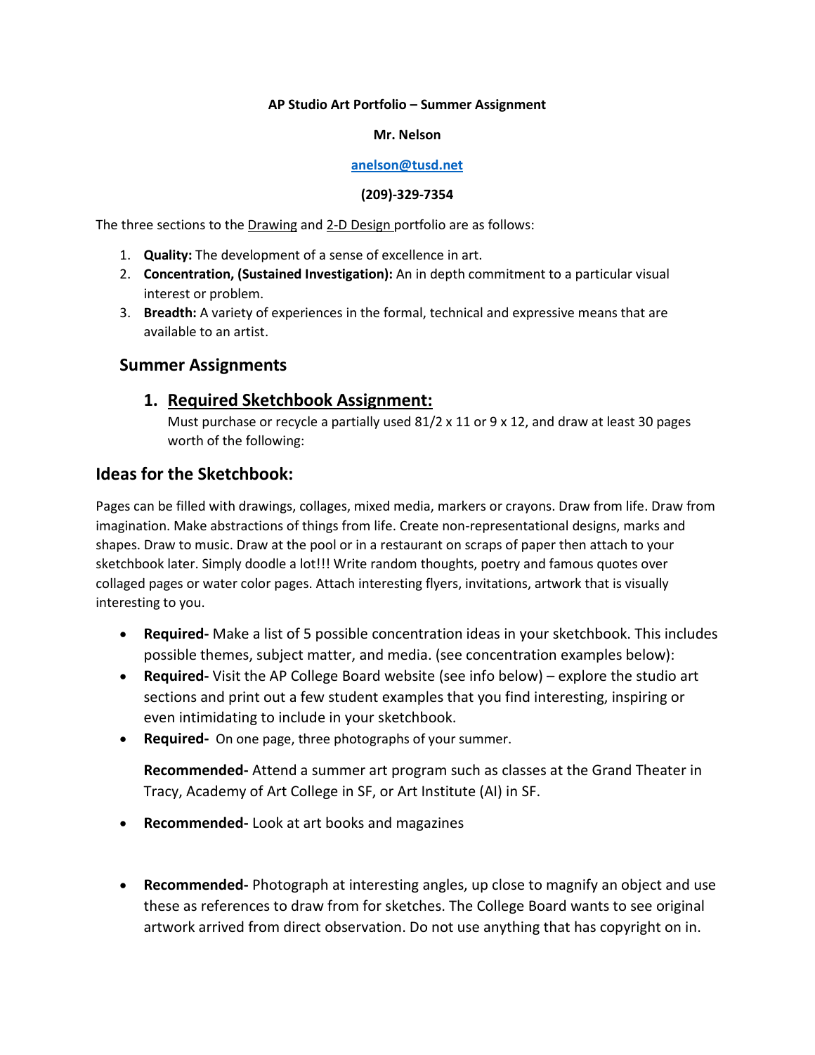**AP Studio Art Portfolio – Summer Assignment**

**Mr. Nelson**

**[anelson@tusd.net](mailto:anelson@tusd.net)**

**(209)-329-7354**

The three sections to the Drawing and 2-D Design portfolio are as follows:

1. **Quality:** The development of a sense of excellence in art.
2. **Concentration, (Sustained Investigation):** An in depth commitment to a particular visual interest or problem.
3. **Breadth:** A variety of experiences in the formal, technical and expressive means that are available to an artist.

## Summer Assignments

### 1. Required Sketchbook Assignment:

Must purchase or recycle a partially used 81/2 x 11 or 9 x 12, and draw at least 30 pages worth of the following:

## Ideas for the Sketchbook:

Pages can be filled with drawings, collages, mixed media, markers or crayons. Draw from life. Draw from imagination. Make abstractions of things from life. Create non-representational designs, marks and shapes. Draw to music. Draw at the pool or in a restaurant on scraps of paper then attach to your sketchbook later. Simply doodle a lot!!! Write random thoughts, poetry and famous quotes over collaged pages or water color pages. Attach interesting flyers, invitations, artwork that is visually interesting to you.

- **Required-** Make a list of 5 possible concentration ideas in your sketchbook. This includes possible themes, subject matter, and media. (see concentration examples below):
- **Required-** Visit the AP College Board website (see info below) – explore the studio art sections and print out a few student examples that you find interesting, inspiring or even intimidating to include in your sketchbook.
- **Required-** On one page, three photographs of your summer.

  **Recommended-** Attend a summer art program such as classes at the Grand Theater in Tracy, Academy of Art College in SF, or Art Institute (AI) in SF.

- **Recommended-** Look at art books and magazines

- **Recommended-** Photograph at interesting angles, up close to magnify an object and use these as references to draw from for sketches. The College Board wants to see original artwork arrived from direct observation. Do not use anything that has copyright on in.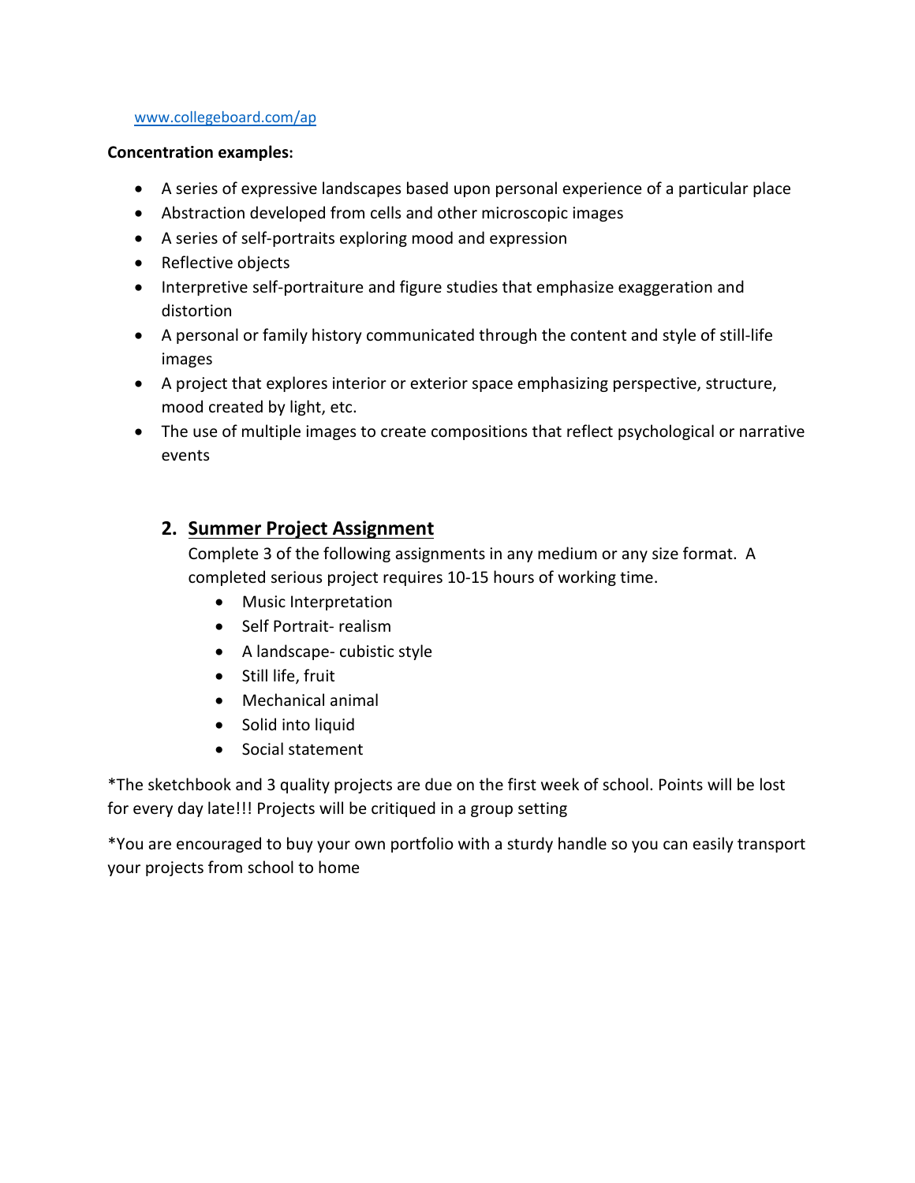www.collegeboard.com/ap

**Concentration examples:**

- A series of expressive landscapes based upon personal experience of a particular place
- Abstraction developed from cells and other microscopic images
- A series of self-portraits exploring mood and expression
- Reflective objects
- Interpretive self-portraiture and figure studies that emphasize exaggeration and distortion
- A personal or family history communicated through the content and style of still-life images
- A project that explores interior or exterior space emphasizing perspective, structure, mood created by light, etc.
- The use of multiple images to create compositions that reflect psychological or narrative events

## 2. Summer Project Assignment

Complete 3 of the following assignments in any medium or any size format. A completed serious project requires 10-15 hours of working time.

- Music Interpretation
- Self Portrait- realism
- A landscape- cubistic style
- Still life, fruit
- Mechanical animal
- Solid into liquid
- Social statement

*The sketchbook and 3 quality projects are due on the first week of school. Points will be lost for every day late!!! Projects will be critiqued in a group setting

*You are encouraged to buy your own portfolio with a sturdy handle so you can easily transport your projects from school to home